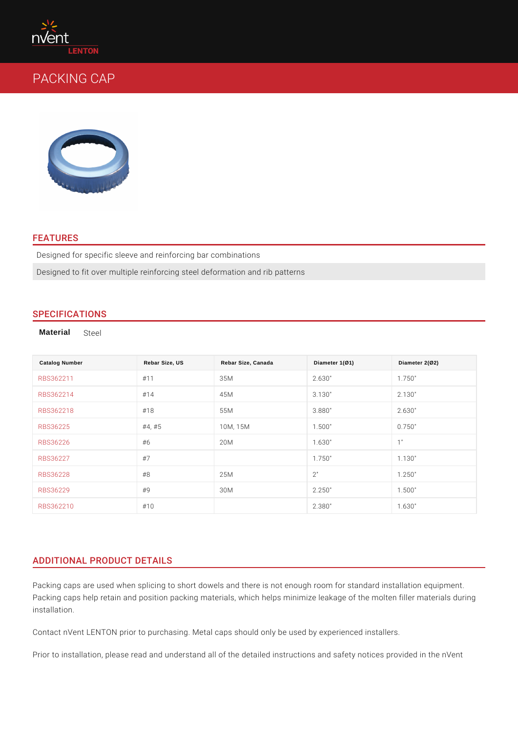# PACKING CAP

## FEATURES

Designed for specific sleeve and reinforcing bar combinations

Designed to fit over multiple reinforcing steel deformation and rib patterns

## SPECIFICATIONS

**Material** Steel

| Catalog Number | Rebar Size, US | Rebar Size, Canada | Diameter 1(Ø1) | Diameter 2(Ø2) |
|---|---|---|---|---|
| RBS362211 | #11 | 35M | 2.630" | 1.750" |
| RBS362214 | #14 | 45M | 3.130" | 2.130" |
| RBS362218 | #18 | 55M | 3.880" | 2.630" |
| RBS36225 | #4, #5 | 10M, 15M | 1.500" | 0.750" |
| RBS36226 | #6 | 20M | 1.630" | 1" |
| RBS36227 | #7 | | 1.750" | 1.130" |
| RBS36228 | #8 | 25M | 2" | 1.250" |
| RBS36229 | #9 | 30M | 2.250" | 1.500" |
| RBS362210 | #10 | | 2.380" | 1.630" |

## ADDITIONAL PRODUCT DETAILS

Packing caps are used when splicing to short dowels and there is not enough room for standard installation equipment. Packing caps help retain and position packing materials, which helps minimize leakage of the molten filler materials during installation.

Contact nVent LENTON prior to purchasing. Metal caps should only be used by experienced installers.

Prior to installation, please read and understand all of the detailed instructions and safety notices provided in the nVent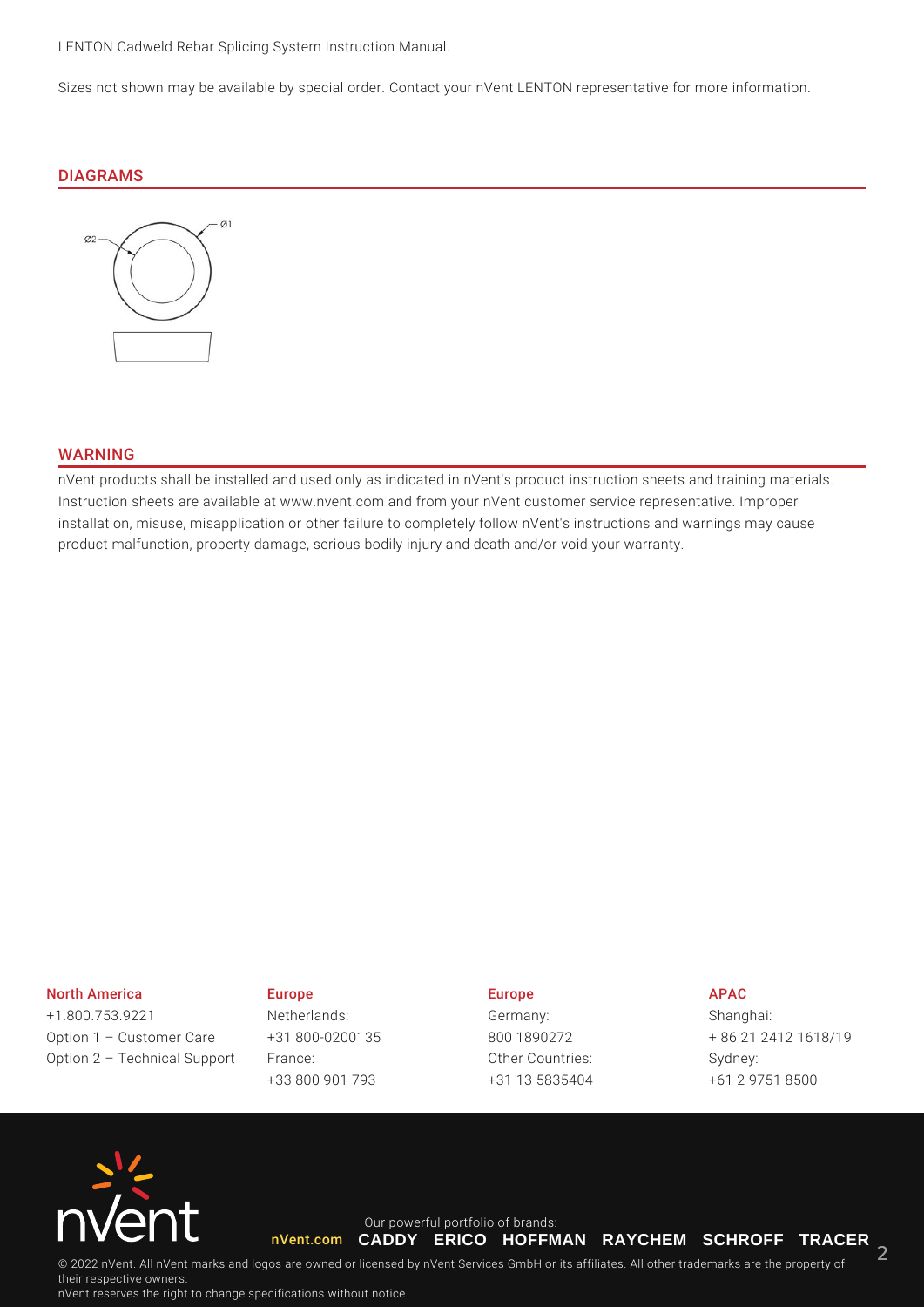LENTON Cadweld Rebar Splicing System Instruction Manual.

Sizes not shown may be available by special order. Contact your nVent LENTON representative for more information.

## DIAGRAMS

Ø2

Ø1

## WARNING

nVent products shall be installed and used only as indicated in nVent's product instruction sheets and training materials. Instruction sheets are available at www.nvent.com and from your nVent customer service representative. Improper installation, misuse, misapplication or other failure to completely follow nVent's instructions and warnings may cause product malfunction, property damage, serious bodily injury and death and/or void your warranty.

**North America**
+1.800.753.9221
Option 1 – Customer Care
Option 2 – Technical Support

**Europe**
Netherlands:
+31 800-0200135
France:
+33 800 901 793

**Europe**
Germany:
800 1890272
Other Countries:
+31 13 5835404

**APAC**
Shanghai:
+ 86 21 2412 1618/19
Sydney:
+61 2 9751 8500

Our powerful portfolio of brands:
nVent.com CADDY ERICO HOFFMAN RAYCHEM SCHROFF TRACER

© 2022 nVent. All nVent marks and logos are owned or licensed by nVent Services GmbH or its affiliates. All other trademarks are the property of their respective owners.
nVent reserves the right to change specifications without notice.